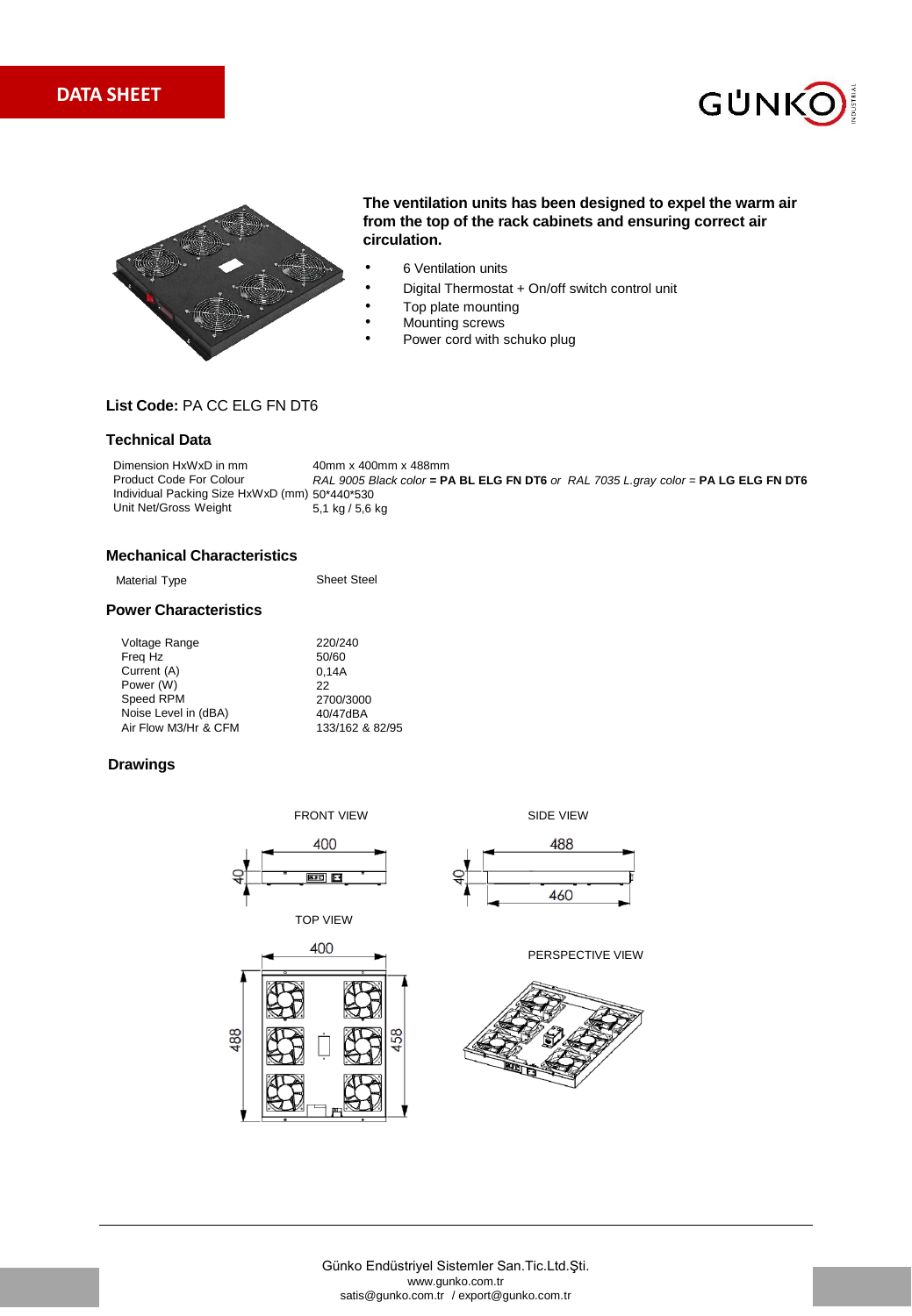# DATA SHEET

**The ventilation units has been designed to expel the warm air from the top of the rack cabinets and ensuring correct air circulation.**

- 6 Ventilation units
- Digital Thermostat + On/off switch control unit
- Top plate mounting
- Mounting screws
- Power cord with schuko plug

**List Code:** PA CC ELG FN DT6

## Technical Data

| | |
|---|---|
| Dimension HxWxD in mm | 40mm x 400mm x 488mm |
| Product Code For Colour | *RAL 9005 Black color* **= PA BL ELG FN DT6** *or RAL 7035 L.gray color* = **PA LG ELG FN DT6** |
| Individual Packing Size HxWxD (mm) | 50*440*530 |
| Unit Net/Gross Weight | 5,1 kg / 5,6 kg |

## Mechanical Characteristics

| | |
|---|---|
| Material Type | Sheet Steel |

## Power Characteristics

| | |
|---|---|
| Voltage Range | 220/240 |
| Freq Hz | 50/60 |
| Current (A) | 0,14A |
| Power (W) | 22 |
| Speed RPM | 2700/3000 |
| Noise Level in (dBA) | 40/47dBA |
| Air Flow M3/Hr & CFM | 133/162 & 82/95 |

## Drawings

FRONT VIEW

400 — 40

SIDE VIEW

488 — 460 — 40

TOP VIEW

400 — 488 — 458

PERSPECTIVE VIEW

Günko Endüstriyel Sistemler San.Tic.Ltd.Şti.
www.gunko.com.tr
satis@gunko.com.tr / export@gunko.com.tr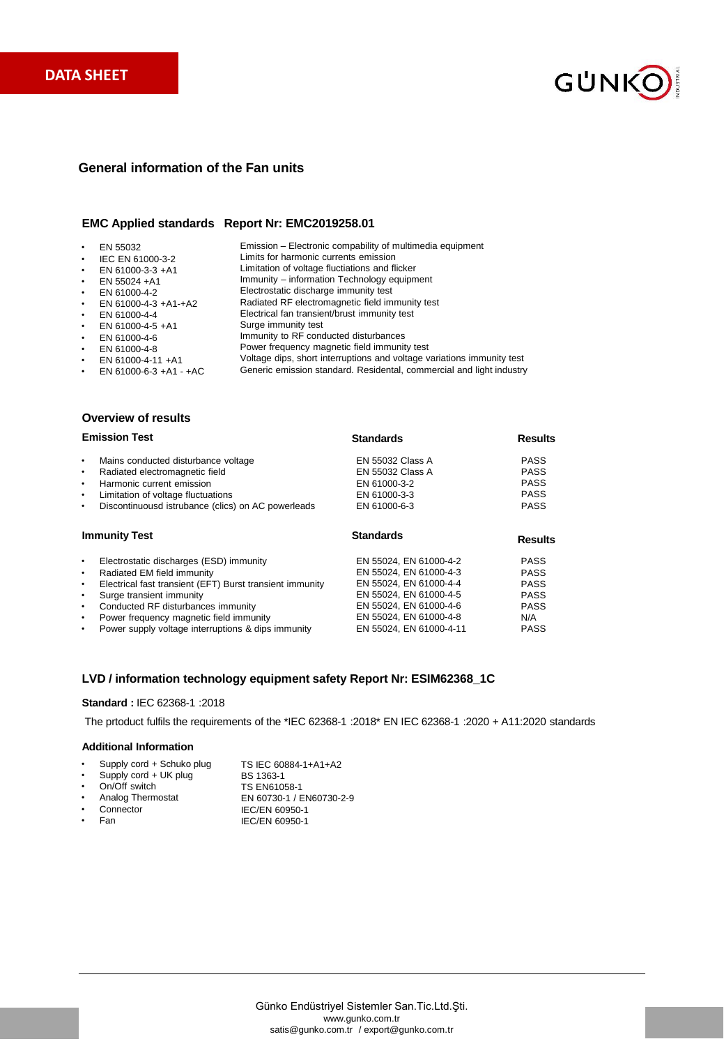**DATA SHEET**

GÜNKO INDUSTRIAL

## General information of the Fan units

### EMC Applied standards Report Nr: EMC2019258.01

| | |
|---|---|
| • EN 55032 | Emission – Electronic compability of multimedia equipment |
| • IEC EN 61000-3-2 | Limits for harmonic currents emission |
| • EN 61000-3-3 +A1 | Limitation of voltage fluctiations and flicker |
| • EN 55024 +A1 | Immunity – information Technology equipment |
| • EN 61000-4-2 | Electrostatic discharge immunity test |
| • EN 61000-4-3 +A1-+A2 | Radiated RF electromagnetic field immunity test |
| • EN 61000-4-4 | Electrical fan transient/brust immunity test |
| • EN 61000-4-5 +A1 | Surge immunity test |
| • EN 61000-4-6 | Immunity to RF conducted disturbances |
| • EN 61000-4-8 | Power frequency magnetic field immunity test |
| • EN 61000-4-11 +A1 | Voltage dips, short interruptions and voltage variations immunity test |
| • EN 61000-6-3 +A1 - +AC | Generic emission standard. Residental, commercial and light industry |

### Overview of results

| Emission Test | Standards | Results |
|---|---|---|
| • Mains conducted disturbance voltage | EN 55032 Class A | PASS |
| • Radiated electromagnetic field | EN 55032 Class A | PASS |
| • Harmonic current emission | EN 61000-3-2 | PASS |
| • Limitation of voltage fluctuations | EN 61000-3-3 | PASS |
| • Discontinuousd istrubance (clics) on AC powerleads | EN 61000-6-3 | PASS |

| Immunity Test | Standards | Results |
|---|---|---|
| • Electrostatic discharges (ESD) immunity | EN 55024, EN 61000-4-2 | PASS |
| • Radiated EM field immunity | EN 55024, EN 61000-4-3 | PASS |
| • Electrical fast transient (EFT) Burst transient immunity | EN 55024, EN 61000-4-4 | PASS |
| • Surge transient immunity | EN 55024, EN 61000-4-5 | PASS |
| • Conducted RF disturbances immunity | EN 55024, EN 61000-4-6 | PASS |
| • Power frequency magnetic field immunity | EN 55024, EN 61000-4-8 | N/A |
| • Power supply voltage interruptions & dips immunity | EN 55024, EN 61000-4-11 | PASS |

### LVD / information technology equipment safety Report Nr: ESIM62368_1C

**Standard :** IEC 62368-1 :2018

The prtoduct fulfils the requirements of the *IEC 62368-1 :2018* EN IEC 62368-1 :2020 + A11:2020 standards

### Additional Information

| | |
|---|---|
| • Supply cord + Schuko plug | TS IEC 60884-1+A1+A2 |
| • Supply cord + UK plug | BS 1363-1 |
| • On/Off switch | TS EN61058-1 |
| • Analog Thermostat | EN 60730-1 / EN60730-2-9 |
| • Connector | IEC/EN 60950-1 |
| • Fan | IEC/EN 60950-1 |

Günko Endüstriyel Sistemler San.Tic.Ltd.Şti.
www.gunko.com.tr
satis@gunko.com.tr / export@gunko.com.tr